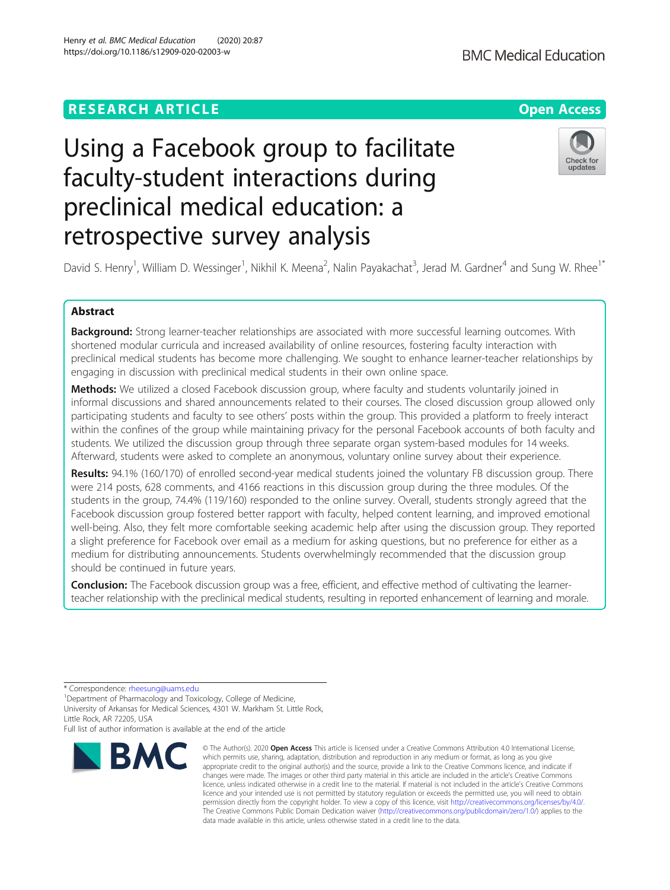# Using a Facebook group to facilitate faculty-student interactions during preclinical medical education: a retrospective survey analysis

RESEARCH ARTICLE

Open Access

David S. Henry[1], William D. Wessinger[1], Nikhil K. Meena[2], Nalin Payakachat[3], Jerad M. Gardner[4] and Sung W. Rhee[1*]

## Abstract

**Background:** Strong learner-teacher relationships are associated with more successful learning outcomes. With shortened modular curricula and increased availability of online resources, fostering faculty interaction with preclinical medical students has become more challenging. We sought to enhance learner-teacher relationships by engaging in discussion with preclinical medical students in their own online space.

**Methods:** We utilized a closed Facebook discussion group, where faculty and students voluntarily joined in informal discussions and shared announcements related to their courses. The closed discussion group allowed only participating students and faculty to see others' posts within the group. This provided a platform to freely interact within the confines of the group while maintaining privacy for the personal Facebook accounts of both faculty and students. We utilized the discussion group through three separate organ system-based modules for 14 weeks. Afterward, students were asked to complete an anonymous, voluntary online survey about their experience.

**Results:** 94.1% (160/170) of enrolled second-year medical students joined the voluntary FB discussion group. There were 214 posts, 628 comments, and 4166 reactions in this discussion group during the three modules. Of the students in the group, 74.4% (119/160) responded to the online survey. Overall, students strongly agreed that the Facebook discussion group fostered better rapport with faculty, helped content learning, and improved emotional well-being. Also, they felt more comfortable seeking academic help after using the discussion group. They reported a slight preference for Facebook over email as a medium for asking questions, but no preference for either as a medium for distributing announcements. Students overwhelmingly recommended that the discussion group should be continued in future years.

**Conclusion:** The Facebook discussion group was a free, efficient, and effective method of cultivating the learner-teacher relationship with the preclinical medical students, resulting in reported enhancement of learning and morale.

\* Correspondence: rheesung@uams.edu
[1]Department of Pharmacology and Toxicology, College of Medicine, University of Arkansas for Medical Sciences, 4301 W. Markham St. Little Rock, Little Rock, AR 72205, USA
Full list of author information is available at the end of the article

© The Author(s). 2020 **Open Access** This article is licensed under a Creative Commons Attribution 4.0 International License, which permits use, sharing, adaptation, distribution and reproduction in any medium or format, as long as you give appropriate credit to the original author(s) and the source, provide a link to the Creative Commons licence, and indicate if changes were made. The images or other third party material in this article are included in the article's Creative Commons licence, unless indicated otherwise in a credit line to the material. If material is not included in the article's Creative Commons licence and your intended use is not permitted by statutory regulation or exceeds the permitted use, you will need to obtain permission directly from the copyright holder. To view a copy of this licence, visit http://creativecommons.org/licenses/by/4.0/. The Creative Commons Public Domain Dedication waiver (http://creativecommons.org/publicdomain/zero/1.0/) applies to the data made available in this article, unless otherwise stated in a credit line to the data.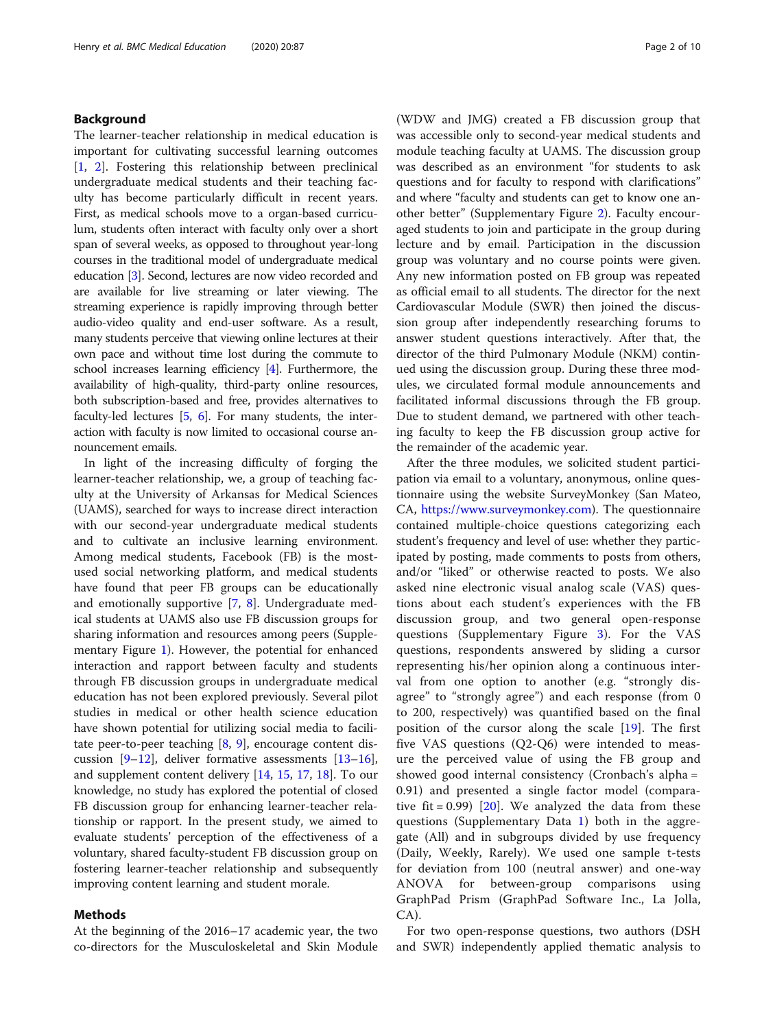## Background

The learner-teacher relationship in medical education is important for cultivating successful learning outcomes [1, 2]. Fostering this relationship between preclinical undergraduate medical students and their teaching faculty has become particularly difficult in recent years. First, as medical schools move to a organ-based curriculum, students often interact with faculty only over a short span of several weeks, as opposed to throughout year-long courses in the traditional model of undergraduate medical education [3]. Second, lectures are now video recorded and are available for live streaming or later viewing. The streaming experience is rapidly improving through better audio-video quality and end-user software. As a result, many students perceive that viewing online lectures at their own pace and without time lost during the commute to school increases learning efficiency [4]. Furthermore, the availability of high-quality, third-party online resources, both subscription-based and free, provides alternatives to faculty-led lectures [5, 6]. For many students, the interaction with faculty is now limited to occasional course announcement emails.

In light of the increasing difficulty of forging the learner-teacher relationship, we, a group of teaching faculty at the University of Arkansas for Medical Sciences (UAMS), searched for ways to increase direct interaction with our second-year undergraduate medical students and to cultivate an inclusive learning environment. Among medical students, Facebook (FB) is the most-used social networking platform, and medical students have found that peer FB groups can be educationally and emotionally supportive [7, 8]. Undergraduate medical students at UAMS also use FB discussion groups for sharing information and resources among peers (Supplementary Figure 1). However, the potential for enhanced interaction and rapport between faculty and students through FB discussion groups in undergraduate medical education has not been explored previously. Several pilot studies in medical or other health science education have shown potential for utilizing social media to facilitate peer-to-peer teaching [8, 9], encourage content discussion [9–12], deliver formative assessments [13–16], and supplement content delivery [14, 15, 17, 18]. To our knowledge, no study has explored the potential of closed FB discussion group for enhancing learner-teacher relationship or rapport. In the present study, we aimed to evaluate students' perception of the effectiveness of a voluntary, shared faculty-student FB discussion group on fostering learner-teacher relationship and subsequently improving content learning and student morale.

## Methods

At the beginning of the 2016–17 academic year, the two co-directors for the Musculoskeletal and Skin Module (WDW and JMG) created a FB discussion group that was accessible only to second-year medical students and module teaching faculty at UAMS. The discussion group was described as an environment "for students to ask questions and for faculty to respond with clarifications" and where "faculty and students can get to know one another better" (Supplementary Figure 2). Faculty encouraged students to join and participate in the group during lecture and by email. Participation in the discussion group was voluntary and no course points were given. Any new information posted on FB group was repeated as official email to all students. The director for the next Cardiovascular Module (SWR) then joined the discussion group after independently researching forums to answer student questions interactively. After that, the director of the third Pulmonary Module (NKM) continued using the discussion group. During these three modules, we circulated formal module announcements and facilitated informal discussions through the FB group. Due to student demand, we partnered with other teaching faculty to keep the FB discussion group active for the remainder of the academic year.

After the three modules, we solicited student participation via email to a voluntary, anonymous, online questionnaire using the website SurveyMonkey (San Mateo, CA, https://www.surveymonkey.com). The questionnaire contained multiple-choice questions categorizing each student's frequency and level of use: whether they participated by posting, made comments to posts from others, and/or "liked" or otherwise reacted to posts. We also asked nine electronic visual analog scale (VAS) questions about each student's experiences with the FB discussion group, and two general open-response questions (Supplementary Figure 3). For the VAS questions, respondents answered by sliding a cursor representing his/her opinion along a continuous interval from one option to another (e.g. "strongly disagree" to "strongly agree") and each response (from 0 to 200, respectively) was quantified based on the final position of the cursor along the scale [19]. The first five VAS questions (Q2-Q6) were intended to measure the perceived value of using the FB group and showed good internal consistency (Cronbach's alpha = 0.91) and presented a single factor model (comparative fit = 0.99) [20]. We analyzed the data from these questions (Supplementary Data 1) both in the aggregate (All) and in subgroups divided by use frequency (Daily, Weekly, Rarely). We used one sample t-tests for deviation from 100 (neutral answer) and one-way ANOVA for between-group comparisons using GraphPad Prism (GraphPad Software Inc., La Jolla, CA).

For two open-response questions, two authors (DSH and SWR) independently applied thematic analysis to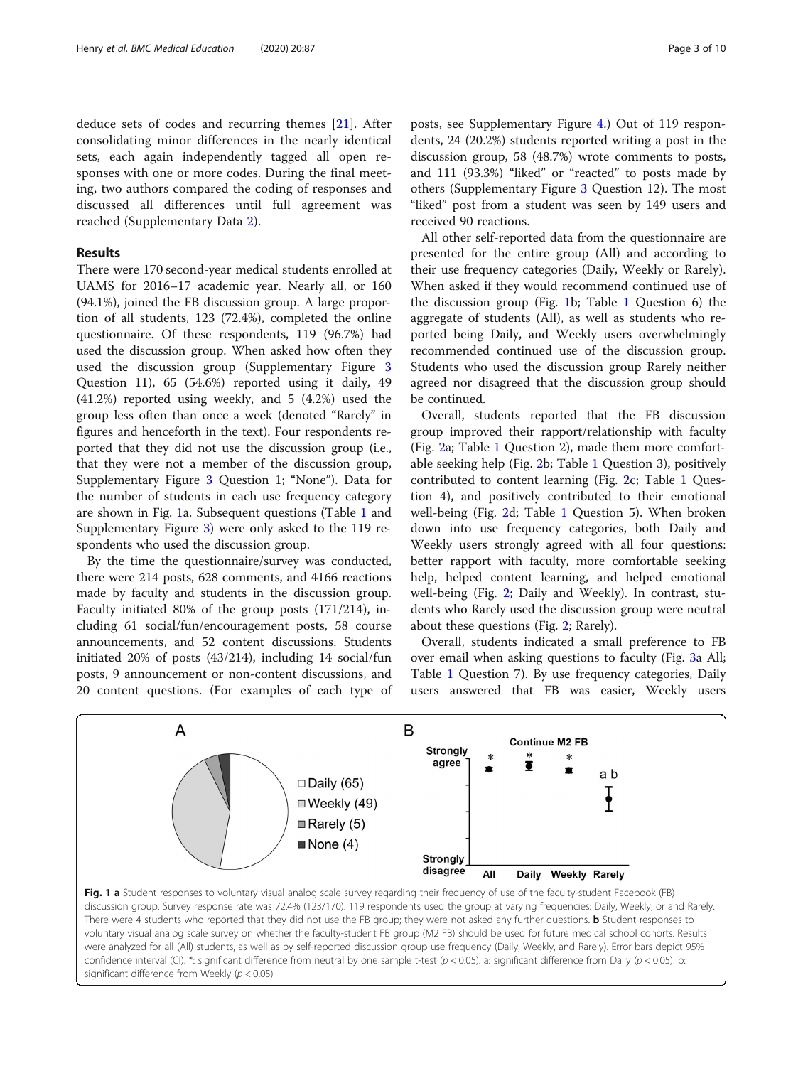deduce sets of codes and recurring themes [21]. After consolidating minor differences in the nearly identical sets, each again independently tagged all open responses with one or more codes. During the final meeting, two authors compared the coding of responses and discussed all differences until full agreement was reached (Supplementary Data 2).

## Results

There were 170 second-year medical students enrolled at UAMS for 2016–17 academic year. Nearly all, or 160 (94.1%), joined the FB discussion group. A large proportion of all students, 123 (72.4%), completed the online questionnaire. Of these respondents, 119 (96.7%) had used the discussion group. When asked how often they used the discussion group (Supplementary Figure 3 Question 11), 65 (54.6%) reported using it daily, 49 (41.2%) reported using weekly, and 5 (4.2%) used the group less often than once a week (denoted "Rarely" in figures and henceforth in the text). Four respondents reported that they did not use the discussion group (i.e., that they were not a member of the discussion group, Supplementary Figure 3 Question 1; "None"). Data for the number of students in each use frequency category are shown in Fig. 1a. Subsequent questions (Table 1 and Supplementary Figure 3) were only asked to the 119 respondents who used the discussion group.

By the time the questionnaire/survey was conducted, there were 214 posts, 628 comments, and 4166 reactions made by faculty and students in the discussion group. Faculty initiated 80% of the group posts (171/214), including 61 social/fun/encouragement posts, 58 course announcements, and 52 content discussions. Students initiated 20% of posts (43/214), including 14 social/fun posts, 9 announcement or non-content discussions, and 20 content questions. (For examples of each type of posts, see Supplementary Figure 4.) Out of 119 respondents, 24 (20.2%) students reported writing a post in the discussion group, 58 (48.7%) wrote comments to posts, and 111 (93.3%) "liked" or "reacted" to posts made by others (Supplementary Figure 3 Question 12). The most "liked" post from a student was seen by 149 users and received 90 reactions.

All other self-reported data from the questionnaire are presented for the entire group (All) and according to their use frequency categories (Daily, Weekly or Rarely). When asked if they would recommend continued use of the discussion group (Fig. 1b; Table 1 Question 6) the aggregate of students (All), as well as students who reported being Daily, and Weekly users overwhelmingly recommended continued use of the discussion group. Students who used the discussion group Rarely neither agreed nor disagreed that the discussion group should be continued.

Overall, students reported that the FB discussion group improved their rapport/relationship with faculty (Fig. 2a; Table 1 Question 2), made them more comfortable seeking help (Fig. 2b; Table 1 Question 3), positively contributed to content learning (Fig. 2c; Table 1 Question 4), and positively contributed to their emotional well-being (Fig. 2d; Table 1 Question 5). When broken down into use frequency categories, both Daily and Weekly users strongly agreed with all four questions: better rapport with faculty, more comfortable seeking help, helped content learning, and helped emotional well-being (Fig. 2; Daily and Weekly). In contrast, students who Rarely used the discussion group were neutral about these questions (Fig. 2; Rarely).

Overall, students indicated a small preference to FB over email when asking questions to faculty (Fig. 3a All; Table 1 Question 7). By use frequency categories, Daily users answered that FB was easier, Weekly users

**Fig. 1** **a** Student responses to voluntary visual analog scale survey regarding their frequency of use of the faculty-student Facebook (FB) discussion group. Survey response rate was 72.4% (123/170). 119 respondents used the group at varying frequencies: Daily, Weekly, or and Rarely. There were 4 students who reported that they did not use the FB group; they were not asked any further questions. **b** Student responses to voluntary visual analog scale survey on whether the faculty-student FB group (M2 FB) should be used for future medical school cohorts. Results were analyzed for all (All) students, as well as by self-reported discussion group use frequency (Daily, Weekly, and Rarely). Error bars depict 95% confidence interval (CI). *: significant difference from neutral by one sample t-test ($p < 0.05$). a: significant difference from Daily ($p < 0.05$). b: significant difference from Weekly ($p < 0.05$)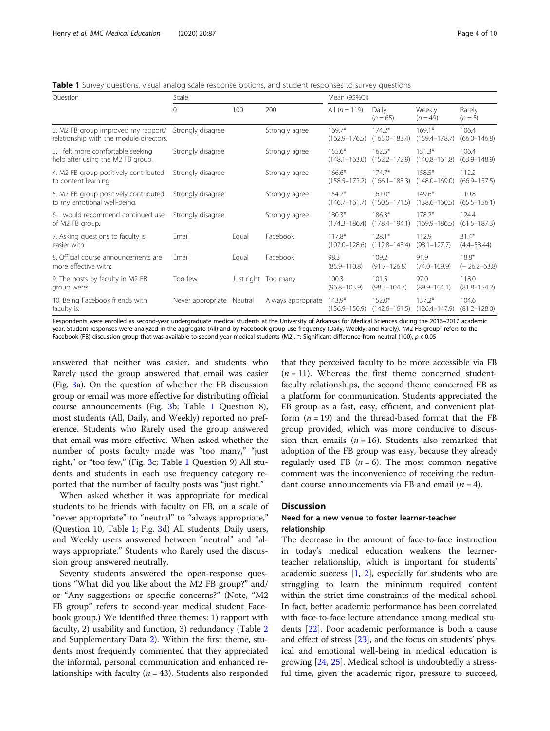**Table 1** Survey questions, visual analog scale response options, and student responses to survey questions

| Question | Scale | | | Mean (95%CI) | | | |
|---|---|---|---|---|---|---|---|
| | 0 | 100 | 200 | All ($n$ = 119) | Daily ($n$ = 65) | Weekly ($n$ = 49) | Rarely ($n$ = 5) |
| 2. M2 FB group improved my rapport/ relationship with the module directors. | Strongly disagree | | Strongly agree | 169.7* (162.9–176.5) | 174.2* (165.0–183.4) | 169.1* (159.4–178.7) | 106.4 (66.0–146.8) |
| 3. I felt more comfortable seeking help after using the M2 FB group. | Strongly disagree | | Strongly agree | 155.6* (148.1–163.0) | 162.5* (152.2–172.9) | 151.3* (140.8–161.8) | 106.4 (63.9–148.9) |
| 4. M2 FB group positively contributed to content learning. | Strongly disagree | | Strongly agree | 166.6* (158.5–172.2) | 174.7* (166.1–183.3) | 158.5* (148.0–169.0) | 112.2 (66.9–157.5) |
| 5. M2 FB group positively contributed to my emotional well-being. | Strongly disagree | | Strongly agree | 154.2* (146.7–161.7) | 161.0* (150.5–171.5) | 149.6* (138.6–160.5) | 110.8 (65.5–156.1) |
| 6. I would recommend continued use of M2 FB group. | Strongly disagree | | Strongly agree | 180.3* (174.3–186.4) | 186.3* (178.4–194.1) | 178.2* (169.9–186.5) | 124.4 (61.5–187.3) |
| 7. Asking questions to faculty is easier with: | Email | Equal | Facebook | 117.8* (107.0–128.6) | 128.1* (112.8–143.4) | 112.9 (98.1–127.7) | 31.4* (4.4–58.44) |
| 8. Official course announcements are more effective with: | Email | Equal | Facebook | 98.3 (85.9–110.8) | 109.2 (91.7–126.8) | 91.9 (74.0–109.9) | 18.8* (− 26.2–63.8) |
| 9. The posts by faculty in M2 FB group were: | Too few | Just right | Too many | 100.3 (96.8–103.9) | 101.5 (98.3–104.7) | 97.0 (89.9–104.1) | 118.0 (81.8–154.2) |
| 10. Being Facebook friends with faculty is: | Never appropriate | Neutral | Always appropriate | 143.9* (136.9–150.9) | 152.0* (142.6–161.5) | 137.2* (126.4–147.9) | 104.6 (81.2–128.0) |

Respondents were enrolled as second-year undergraduate medical students at the University of Arkansas for Medical Sciences during the 2016–2017 academic year. Student responses were analyzed in the aggregate (All) and by Facebook group use frequency (Daily, Weekly, and Rarely). "M2 FB group" refers to the Facebook (FB) discussion group that was available to second-year medical students (M2). *: Significant difference from neutral (100), $p < 0.05$

answered that neither was easier, and students who Rarely used the group answered that email was easier (Fig. 3a). On the question of whether the FB discussion group or email was more effective for distributing official course announcements (Fig. 3b; Table 1 Question 8), most students (All, Daily, and Weekly) reported no preference. Students who Rarely used the group answered that email was more effective. When asked whether the number of posts faculty made was "too many," "just right," or "too few," (Fig. 3c; Table 1 Question 9) All students and students in each use frequency category reported that the number of faculty posts was "just right."

When asked whether it was appropriate for medical students to be friends with faculty on FB, on a scale of "never appropriate" to "neutral" to "always appropriate," (Question 10, Table 1; Fig. 3d) All students, Daily users, and Weekly users answered between "neutral" and "always appropriate." Students who Rarely used the discussion group answered neutrally.

Seventy students answered the open-response questions "What did you like about the M2 FB group?" and/or "Any suggestions or specific concerns?" (Note, "M2 FB group" refers to second-year medical student Facebook group.) We identified three themes: 1) rapport with faculty, 2) usability and function, 3) redundancy (Table 2 and Supplementary Data 2). Within the first theme, students most frequently commented that they appreciated the informal, personal communication and enhanced relationships with faculty ($n$ = 43). Students also responded that they perceived faculty to be more accessible via FB ($n$ = 11). Whereas the first theme concerned student-faculty relationships, the second theme concerned FB as a platform for communication. Students appreciated the FB group as a fast, easy, efficient, and convenient platform ($n$ = 19) and the thread-based format that the FB group provided, which was more conducive to discussion than emails ($n$ = 16). Students also remarked that adoption of the FB group was easy, because they already regularly used FB ($n$ = 6). The most common negative comment was the inconvenience of receiving the redundant course announcements via FB and email ($n$ = 4).

## Discussion

### Need for a new venue to foster learner-teacher relationship

The decrease in the amount of face-to-face instruction in today's medical education weakens the learner-teacher relationship, which is important for students' academic success [1, 2], especially for students who are struggling to learn the minimum required content within the strict time constraints of the medical school. In fact, better academic performance has been correlated with face-to-face lecture attendance among medical students [22]. Poor academic performance is both a cause and effect of stress [23], and the focus on students' physical and emotional well-being in medical education is growing [24, 25]. Medical school is undoubtedly a stressful time, given the academic rigor, pressure to succeed,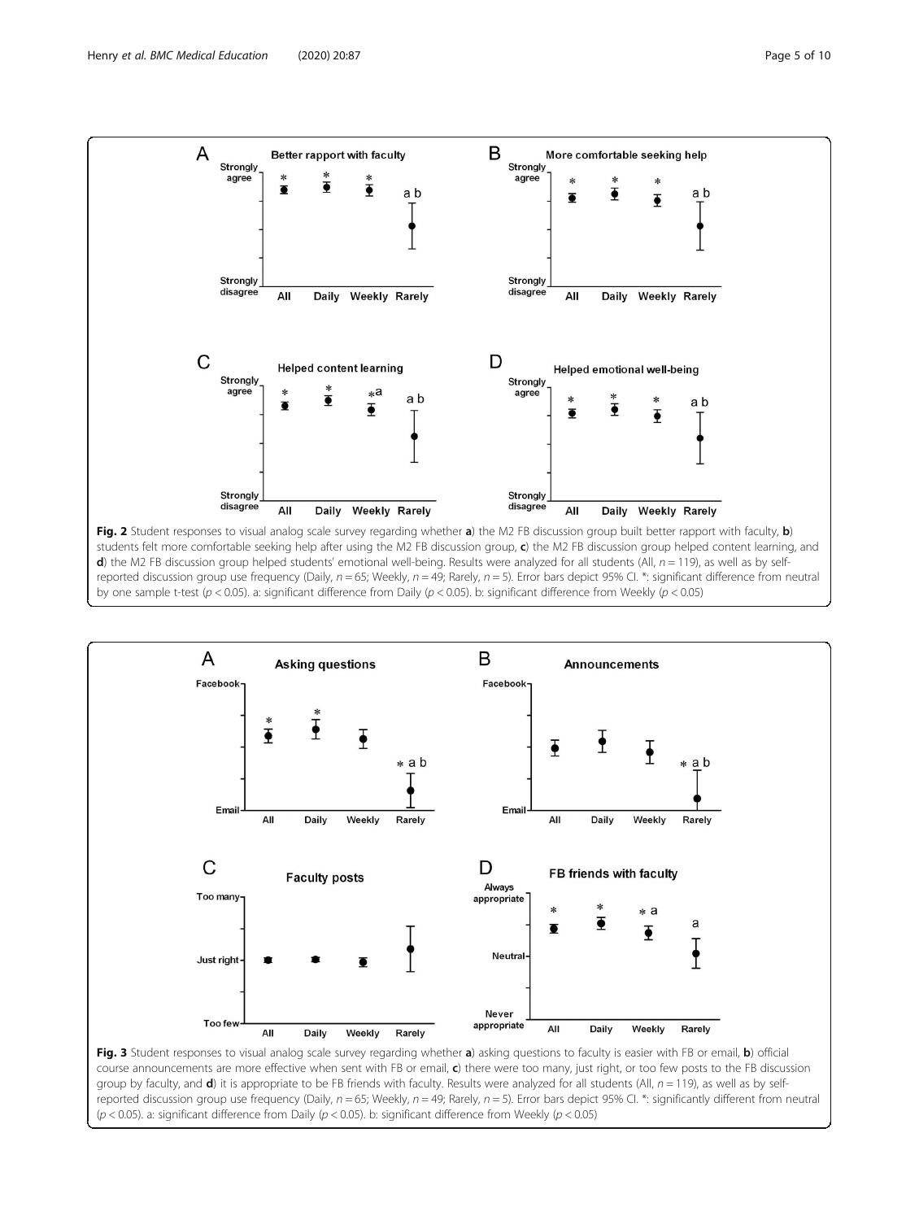**Fig. 2** Student responses to visual analog scale survey regarding whether **a**) the M2 FB discussion group built better rapport with faculty, **b**) students felt more comfortable seeking help after using the M2 FB discussion group, **c**) the M2 FB discussion group helped content learning, and **d**) the M2 FB discussion group helped students' emotional well-being. Results were analyzed for all students (All, $n = 119$), as well as by self-reported discussion group use frequency (Daily, $n = 65$; Weekly, $n = 49$; Rarely, $n = 5$). Error bars depict 95% CI. *: significant difference from neutral by one sample t-test ($p < 0.05$). a: significant difference from Daily ($p < 0.05$). b: significant difference from Weekly ($p < 0.05$)

**Fig. 3** Student responses to visual analog scale survey regarding whether **a**) asking questions to faculty is easier with FB or email, **b**) official course announcements are more effective when sent with FB or email, **c**) there were too many, just right, or too few posts to the FB discussion group by faculty, and **d**) it is appropriate to be FB friends with faculty. Results were analyzed for all students (All, $n = 119$), as well as by self-reported discussion group use frequency (Daily, $n = 65$; Weekly, $n = 49$; Rarely, $n = 5$). Error bars depict 95% CI. *: significantly different from neutral ($p < 0.05$). a: significant difference from Daily ($p < 0.05$). b: significant difference from Weekly ($p < 0.05$)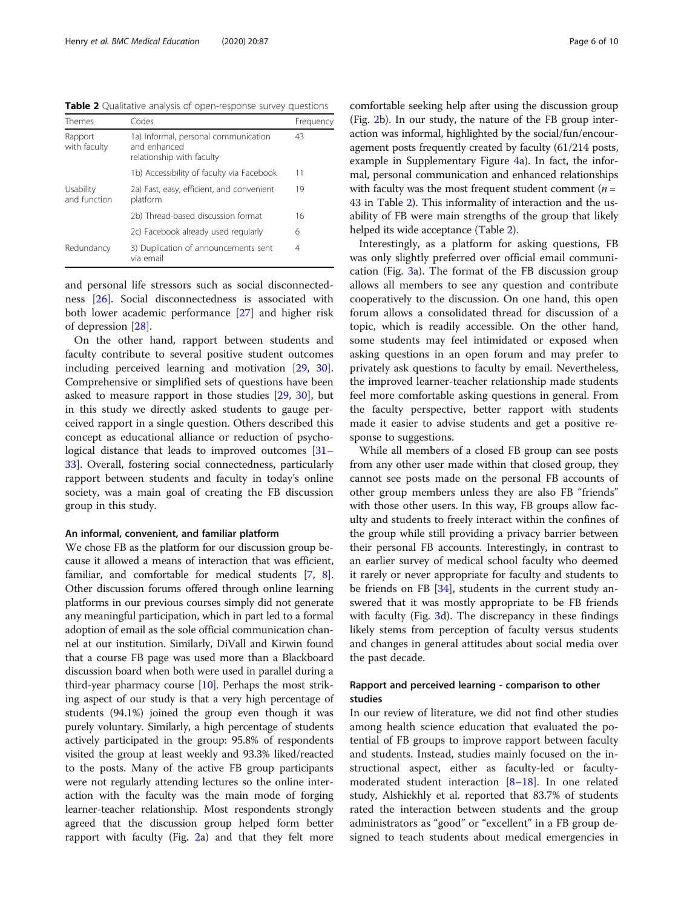**Table 2** Qualitative analysis of open-response survey questions

| Themes | Codes | Frequency |
| --- | --- | --- |
| Rapport with faculty | 1a) Informal, personal communication and enhanced relationship with faculty | 43 |
| | 1b) Accessibility of faculty via Facebook | 11 |
| Usability and function | 2a) Fast, easy, efficient, and convenient platform | 19 |
| | 2b) Thread-based discussion format | 16 |
| | 2c) Facebook already used regularly | 6 |
| Redundancy | 3) Duplication of announcements sent via email | 4 |

and personal life stressors such as social disconnectedness [26]. Social disconnectedness is associated with both lower academic performance [27] and higher risk of depression [28].

On the other hand, rapport between students and faculty contribute to several positive student outcomes including perceived learning and motivation [29, 30]. Comprehensive or simplified sets of questions have been asked to measure rapport in those studies [29, 30], but in this study we directly asked students to gauge perceived rapport in a single question. Others described this concept as educational alliance or reduction of psychological distance that leads to improved outcomes [31–33]. Overall, fostering social connectedness, particularly rapport between students and faculty in today's online society, was a main goal of creating the FB discussion group in this study.

#### An informal, convenient, and familiar platform

We chose FB as the platform for our discussion group because it allowed a means of interaction that was efficient, familiar, and comfortable for medical students [7, 8]. Other discussion forums offered through online learning platforms in our previous courses simply did not generate any meaningful participation, which in part led to a formal adoption of email as the sole official communication channel at our institution. Similarly, DiVall and Kirwin found that a course FB page was used more than a Blackboard discussion board when both were used in parallel during a third-year pharmacy course [10]. Perhaps the most striking aspect of our study is that a very high percentage of students (94.1%) joined the group even though it was purely voluntary. Similarly, a high percentage of students actively participated in the group: 95.8% of respondents visited the group at least weekly and 93.3% liked/reacted to the posts. Many of the active FB group participants were not regularly attending lectures so the online interaction with the faculty was the main mode of forging learner-teacher relationship. Most respondents strongly agreed that the discussion group helped form better rapport with faculty (Fig. 2a) and that they felt more comfortable seeking help after using the discussion group (Fig. 2b). In our study, the nature of the FB group interaction was informal, highlighted by the social/fun/encouragement posts frequently created by faculty (61/214 posts, example in Supplementary Figure 4a). In fact, the informal, personal communication and enhanced relationships with faculty was the most frequent student comment ($n$ = 43 in Table 2). This informality of interaction and the usability of FB were main strengths of the group that likely helped its wide acceptance (Table 2).

Interestingly, as a platform for asking questions, FB was only slightly preferred over official email communication (Fig. 3a). The format of the FB discussion group allows all members to see any question and contribute cooperatively to the discussion. On one hand, this open forum allows a consolidated thread for discussion of a topic, which is readily accessible. On the other hand, some students may feel intimidated or exposed when asking questions in an open forum and may prefer to privately ask questions to faculty by email. Nevertheless, the improved learner-teacher relationship made students feel more comfortable asking questions in general. From the faculty perspective, better rapport with students made it easier to advise students and get a positive response to suggestions.

While all members of a closed FB group can see posts from any other user made within that closed group, they cannot see posts made on the personal FB accounts of other group members unless they are also FB "friends" with those other users. In this way, FB groups allow faculty and students to freely interact within the confines of the group while still providing a privacy barrier between their personal FB accounts. Interestingly, in contrast to an earlier survey of medical school faculty who deemed it rarely or never appropriate for faculty and students to be friends on FB [34], students in the current study answered that it was mostly appropriate to be FB friends with faculty (Fig. 3d). The discrepancy in these findings likely stems from perception of faculty versus students and changes in general attitudes about social media over the past decade.

#### Rapport and perceived learning - comparison to other studies

In our review of literature, we did not find other studies among health science education that evaluated the potential of FB groups to improve rapport between faculty and students. Instead, studies mainly focused on the instructional aspect, either as faculty-led or faculty-moderated student interaction [8–18]. In one related study, Alshiekhly et al. reported that 83.7% of students rated the interaction between students and the group administrators as "good" or "excellent" in a FB group designed to teach students about medical emergencies in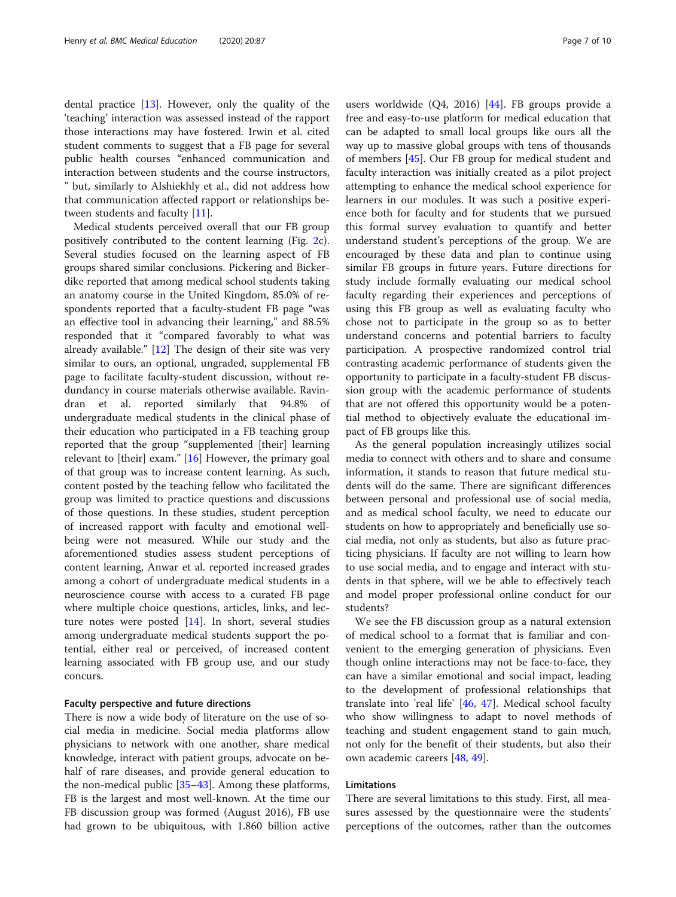dental practice [13]. However, only the quality of the 'teaching' interaction was assessed instead of the rapport those interactions may have fostered. Irwin et al. cited student comments to suggest that a FB page for several public health courses "enhanced communication and interaction between students and the course instructors," but, similarly to Alshiekhly et al., did not address how that communication affected rapport or relationships between students and faculty [11].

Medical students perceived overall that our FB group positively contributed to the content learning (Fig. 2c). Several studies focused on the learning aspect of FB groups shared similar conclusions. Pickering and Bickerdike reported that among medical school students taking an anatomy course in the United Kingdom, 85.0% of respondents reported that a faculty-student FB page "was an effective tool in advancing their learning," and 88.5% responded that it "compared favorably to what was already available." [12] The design of their site was very similar to ours, an optional, ungraded, supplemental FB page to facilitate faculty-student discussion, without redundancy in course materials otherwise available. Ravindran et al. reported similarly that 94.8% of undergraduate medical students in the clinical phase of their education who participated in a FB teaching group reported that the group "supplemented [their] learning relevant to [their] exam." [16] However, the primary goal of that group was to increase content learning. As such, content posted by the teaching fellow who facilitated the group was limited to practice questions and discussions of those questions. In these studies, student perception of increased rapport with faculty and emotional well-being were not measured. While our study and the aforementioned studies assess student perceptions of content learning, Anwar et al. reported increased grades among a cohort of undergraduate medical students in a neuroscience course with access to a curated FB page where multiple choice questions, articles, links, and lecture notes were posted [14]. In short, several studies among undergraduate medical students support the potential, either real or perceived, of increased content learning associated with FB group use, and our study concurs.

### Faculty perspective and future directions

There is now a wide body of literature on the use of social media in medicine. Social media platforms allow physicians to network with one another, share medical knowledge, interact with patient groups, advocate on behalf of rare diseases, and provide general education to the non-medical public [35–43]. Among these platforms, FB is the largest and most well-known. At the time our FB discussion group was formed (August 2016), FB use had grown to be ubiquitous, with 1.860 billion active users worldwide (Q4, 2016) [44]. FB groups provide a free and easy-to-use platform for medical education that can be adapted to small local groups like ours all the way up to massive global groups with tens of thousands of members [45]. Our FB group for medical student and faculty interaction was initially created as a pilot project attempting to enhance the medical school experience for learners in our modules. It was such a positive experience both for faculty and for students that we pursued this formal survey evaluation to quantify and better understand student's perceptions of the group. We are encouraged by these data and plan to continue using similar FB groups in future years. Future directions for study include formally evaluating our medical school faculty regarding their experiences and perceptions of using this FB group as well as evaluating faculty who chose not to participate in the group so as to better understand concerns and potential barriers to faculty participation. A prospective randomized control trial contrasting academic performance of students given the opportunity to participate in a faculty-student FB discussion group with the academic performance of students that are not offered this opportunity would be a potential method to objectively evaluate the educational impact of FB groups like this.

As the general population increasingly utilizes social media to connect with others and to share and consume information, it stands to reason that future medical students will do the same. There are significant differences between personal and professional use of social media, and as medical school faculty, we need to educate our students on how to appropriately and beneficially use social media, not only as students, but also as future practicing physicians. If faculty are not willing to learn how to use social media, and to engage and interact with students in that sphere, will we be able to effectively teach and model proper professional online conduct for our students?

We see the FB discussion group as a natural extension of medical school to a format that is familiar and convenient to the emerging generation of physicians. Even though online interactions may not be face-to-face, they can have a similar emotional and social impact, leading to the development of professional relationships that translate into 'real life' [46, 47]. Medical school faculty who show willingness to adapt to novel methods of teaching and student engagement stand to gain much, not only for the benefit of their students, but also their own academic careers [48, 49].

### Limitations

There are several limitations to this study. First, all measures assessed by the questionnaire were the students' perceptions of the outcomes, rather than the outcomes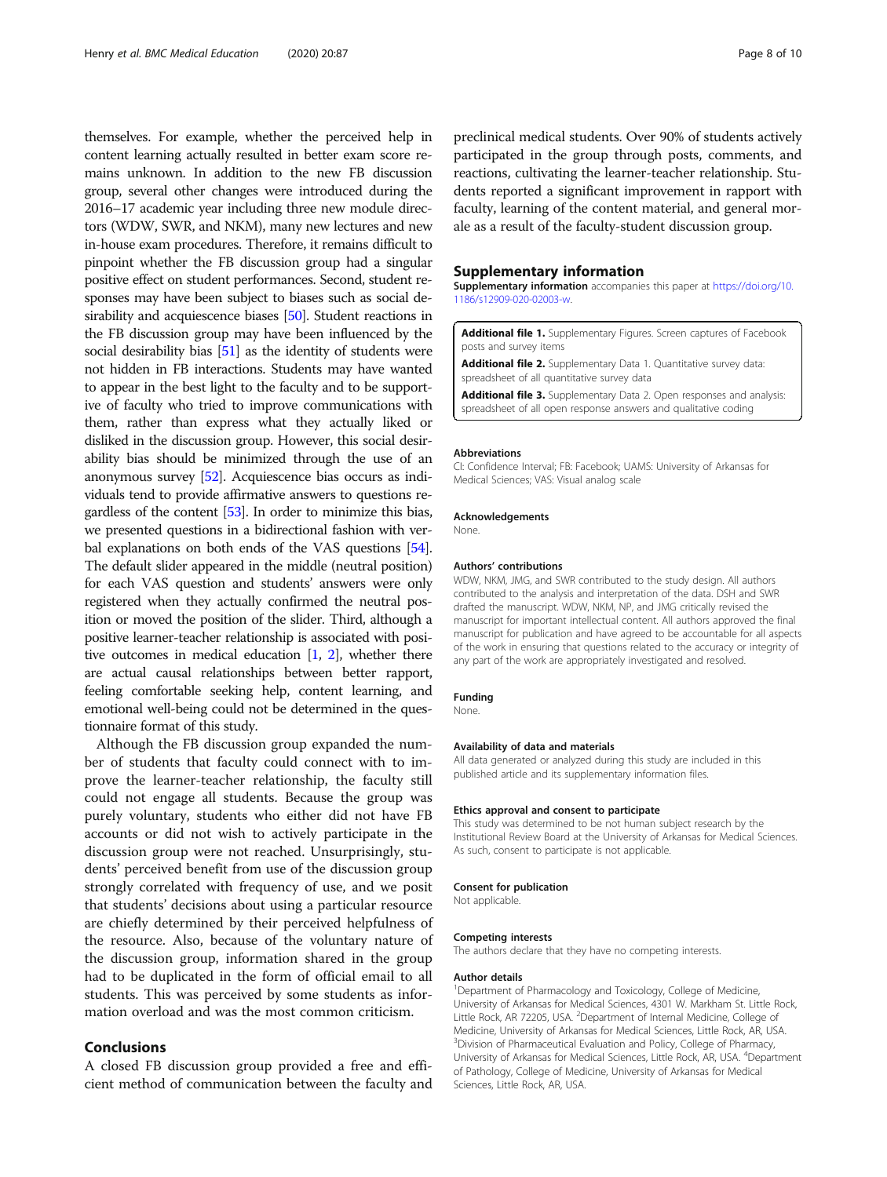themselves. For example, whether the perceived help in content learning actually resulted in better exam score remains unknown. In addition to the new FB discussion group, several other changes were introduced during the 2016–17 academic year including three new module directors (WDW, SWR, and NKM), many new lectures and new in-house exam procedures. Therefore, it remains difficult to pinpoint whether the FB discussion group had a singular positive effect on student performances. Second, student responses may have been subject to biases such as social desirability and acquiescence biases [50]. Student reactions in the FB discussion group may have been influenced by the social desirability bias [51] as the identity of students were not hidden in FB interactions. Students may have wanted to appear in the best light to the faculty and to be supportive of faculty who tried to improve communications with them, rather than express what they actually liked or disliked in the discussion group. However, this social desirability bias should be minimized through the use of an anonymous survey [52]. Acquiescence bias occurs as individuals tend to provide affirmative answers to questions regardless of the content [53]. In order to minimize this bias, we presented questions in a bidirectional fashion with verbal explanations on both ends of the VAS questions [54]. The default slider appeared in the middle (neutral position) for each VAS question and students' answers were only registered when they actually confirmed the neutral position or moved the position of the slider. Third, although a positive learner-teacher relationship is associated with positive outcomes in medical education [1, 2], whether there are actual causal relationships between better rapport, feeling comfortable seeking help, content learning, and emotional well-being could not be determined in the questionnaire format of this study.

Although the FB discussion group expanded the number of students that faculty could connect with to improve the learner-teacher relationship, the faculty still could not engage all students. Because the group was purely voluntary, students who either did not have FB accounts or did not wish to actively participate in the discussion group were not reached. Unsurprisingly, students' perceived benefit from use of the discussion group strongly correlated with frequency of use, and we posit that students' decisions about using a particular resource are chiefly determined by their perceived helpfulness of the resource. Also, because of the voluntary nature of the discussion group, information shared in the group had to be duplicated in the form of official email to all students. This was perceived by some students as information overload and was the most common criticism.

## Conclusions

A closed FB discussion group provided a free and efficient method of communication between the faculty and preclinical medical students. Over 90% of students actively participated in the group through posts, comments, and reactions, cultivating the learner-teacher relationship. Students reported a significant improvement in rapport with faculty, learning of the content material, and general morale as a result of the faculty-student discussion group.

## Supplementary information

**Supplementary information** accompanies this paper at https://doi.org/10.1186/s12909-020-02003-w.

**Additional file 1.** Supplementary Figures. Screen captures of Facebook posts and survey items

**Additional file 2.** Supplementary Data 1. Quantitative survey data: spreadsheet of all quantitative survey data

**Additional file 3.** Supplementary Data 2. Open responses and analysis: spreadsheet of all open response answers and qualitative coding

#### Abbreviations

CI: Confidence Interval; FB: Facebook; UAMS: University of Arkansas for Medical Sciences; VAS: Visual analog scale

#### Acknowledgements

None.

#### Authors' contributions

WDW, NKM, JMG, and SWR contributed to the study design. All authors contributed to the analysis and interpretation of the data. DSH and SWR drafted the manuscript. WDW, NKM, NP, and JMG critically revised the manuscript for important intellectual content. All authors approved the final manuscript for publication and have agreed to be accountable for all aspects of the work in ensuring that questions related to the accuracy or integrity of any part of the work are appropriately investigated and resolved.

#### Funding

None.

#### Availability of data and materials

All data generated or analyzed during this study are included in this published article and its supplementary information files.

#### Ethics approval and consent to participate

This study was determined to be not human subject research by the Institutional Review Board at the University of Arkansas for Medical Sciences. As such, consent to participate is not applicable.

#### Consent for publication

Not applicable.

#### Competing interests

The authors declare that they have no competing interests.

#### Author details

[1]Department of Pharmacology and Toxicology, College of Medicine, University of Arkansas for Medical Sciences, 4301 W. Markham St. Little Rock, Little Rock, AR 72205, USA. [2]Department of Internal Medicine, College of Medicine, University of Arkansas for Medical Sciences, Little Rock, AR, USA. [3]Division of Pharmaceutical Evaluation and Policy, College of Pharmacy, University of Arkansas for Medical Sciences, Little Rock, AR, USA. [4]Department of Pathology, College of Medicine, University of Arkansas for Medical Sciences, Little Rock, AR, USA.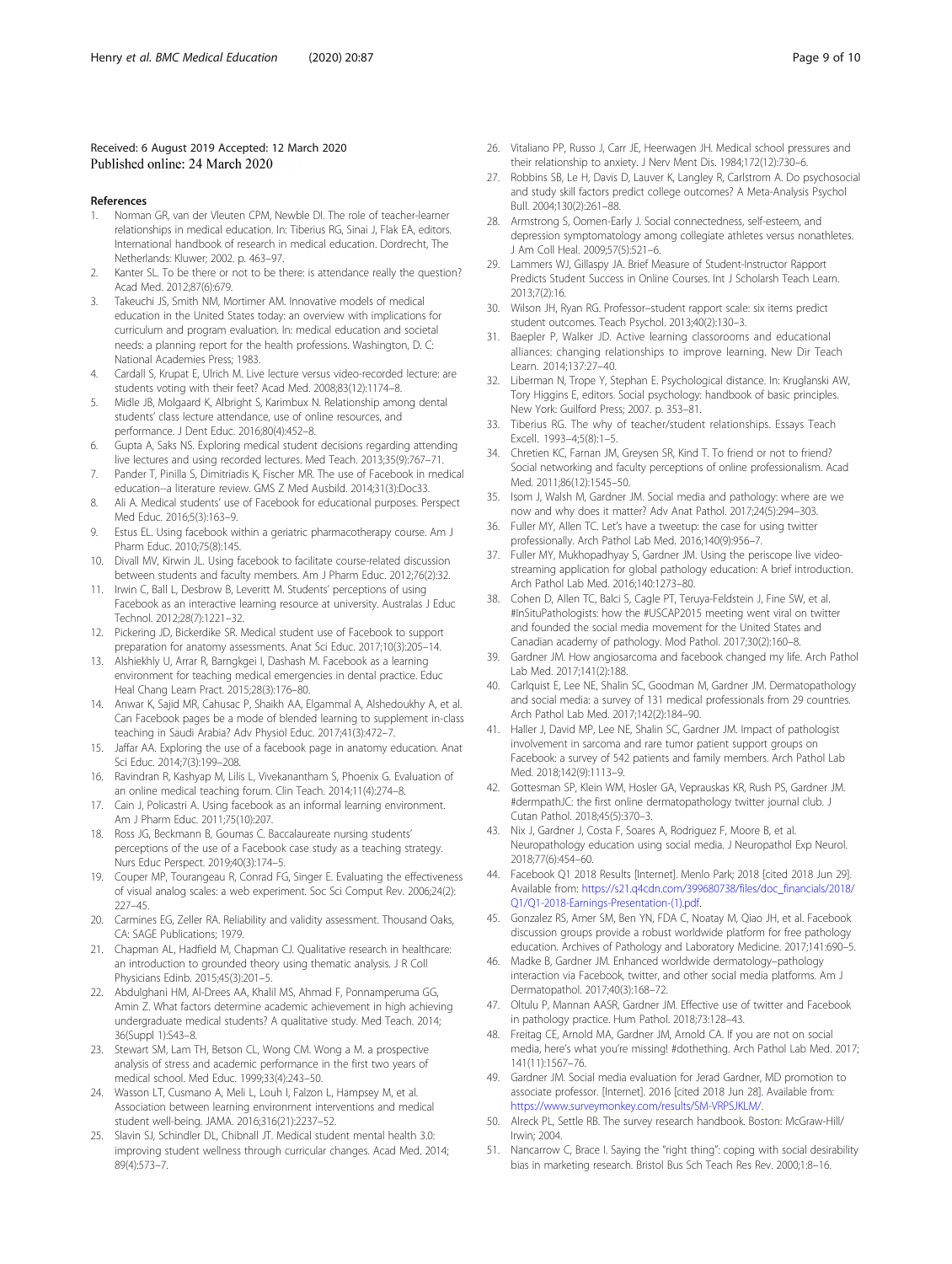Received: 6 August 2019 Accepted: 12 March 2020
Published online: 24 March 2020

## References

1. Norman GR, van der Vleuten CPM, Newble DI. The role of teacher-learner relationships in medical education. In: Tiberius RG, Sinai J, Flak EA, editors. International handbook of research in medical education. Dordrecht, The Netherlands: Kluwer; 2002. p. 463–97.
2. Kanter SL. To be there or not to be there: is attendance really the question? Acad Med. 2012;87(6):679.
3. Takeuchi JS, Smith NM, Mortimer AM. Innovative models of medical education in the United States today: an overview with implications for curriculum and program evaluation. In: medical education and societal needs: a planning report for the health professions. Washington, D. C: National Academies Press; 1983.
4. Cardall S, Krupat E, Ulrich M. Live lecture versus video-recorded lecture: are students voting with their feet? Acad Med. 2008;83(12):1174–8.
5. Midle JB, Molgaard K, Albright S, Karimbux N. Relationship among dental students' class lecture attendance, use of online resources, and performance. J Dent Educ. 2016;80(4):452–8.
6. Gupta A, Saks NS. Exploring medical student decisions regarding attending live lectures and using recorded lectures. Med Teach. 2013;35(9):767–71.
7. Pander T, Pinilla S, Dimitriadis K, Fischer MR. The use of Facebook in medical education--a literature review. GMS Z Med Ausbild. 2014;31(3):Doc33.
8. Ali A. Medical students' use of Facebook for educational purposes. Perspect Med Educ. 2016;5(3):163–9.
9. Estus EL. Using facebook within a geriatric pharmacotherapy course. Am J Pharm Educ. 2010;75(8):145.
10. Divall MV, Kirwin JL. Using facebook to facilitate course-related discussion between students and faculty members. Am J Pharm Educ. 2012;76(2):32.
11. Irwin C, Ball L, Desbrow B, Leveritt M. Students' perceptions of using Facebook as an interactive learning resource at university. Australas J Educ Technol. 2012;28(7):1221–32.
12. Pickering JD, Bickerdike SR. Medical student use of Facebook to support preparation for anatomy assessments. Anat Sci Educ. 2017;10(3):205–14.
13. Alshiekhly U, Arrar R, Barngkgei I, Dashash M. Facebook as a learning environment for teaching medical emergencies in dental practice. Educ Heal Chang Learn Pract. 2015;28(3):176–80.
14. Anwar K, Sajid MR, Cahusac P, Shaikh AA, Elgammal A, Alshedoukhy A, et al. Can Facebook pages be a mode of blended learning to supplement in-class teaching in Saudi Arabia? Adv Physiol Educ. 2017;41(3):472–7.
15. Jaffar AA. Exploring the use of a facebook page in anatomy education. Anat Sci Educ. 2014;7(3):199–208.
16. Ravindran R, Kashyap M, Lilis L, Vivekanantham S, Phoenix G. Evaluation of an online medical teaching forum. Clin Teach. 2014;11(4):274–8.
17. Cain J, Policastri A. Using facebook as an informal learning environment. Am J Pharm Educ. 2011;75(10):207.
18. Ross JG, Beckmann B, Goumas C. Baccalaureate nursing students' perceptions of the use of a Facebook case study as a teaching strategy. Nurs Educ Perspect. 2019;40(3):174–5.
19. Couper MP, Tourangeau R, Conrad FG, Singer E. Evaluating the effectiveness of visual analog scales: a web experiment. Soc Sci Comput Rev. 2006;24(2):227–45.
20. Carmines EG, Zeller RA. Reliability and validity assessment. Thousand Oaks, CA: SAGE Publications; 1979.
21. Chapman AL, Hadfield M, Chapman CJ. Qualitative research in healthcare: an introduction to grounded theory using thematic analysis. J R Coll Physicians Edinb. 2015;45(3):201–5.
22. Abdulghani HM, Al-Drees AA, Khalil MS, Ahmad F, Ponnamperuma GG, Amin Z. What factors determine academic achievement in high achieving undergraduate medical students? A qualitative study. Med Teach. 2014;36(Suppl 1):S43–8.
23. Stewart SM, Lam TH, Betson CL, Wong CM. Wong a M. a prospective analysis of stress and academic performance in the first two years of medical school. Med Educ. 1999;33(4):243–50.
24. Wasson LT, Cusmano A, Meli L, Louh I, Falzon L, Hampsey M, et al. Association between learning environment interventions and medical student well-being. JAMA. 2016;316(21):2237–52.
25. Slavin SJ, Schindler DL, Chibnall JT. Medical student mental health 3.0: improving student wellness through curricular changes. Acad Med. 2014;89(4):573–7.
26. Vitaliano PP, Russo J, Carr JE, Heerwagen JH. Medical school pressures and their relationship to anxiety. J Nerv Ment Dis. 1984;172(12):730–6.
27. Robbins SB, Le H, Davis D, Lauver K, Langley R, Carlstrom A. Do psychosocial and study skill factors predict college outcomes? A Meta-Analysis Psychol Bull. 2004;130(2):261–88.
28. Armstrong S, Oomen-Early J. Social connectedness, self-esteem, and depression symptomatology among collegiate athletes versus nonathletes. J Am Coll Heal. 2009;57(5):521–6.
29. Lammers WJ, Gillaspy JA. Brief Measure of Student-Instructor Rapport Predicts Student Success in Online Courses. Int J Scholarsh Teach Learn. 2013;7(2):16.
30. Wilson JH, Ryan RG. Professor–student rapport scale: six items predict student outcomes. Teach Psychol. 2013;40(2):130–3.
31. Baepler P, Walker JD. Active learning classorooms and educational alliances: changing relationships to improve learning. New Dir Teach Learn. 2014;137:27–40.
32. Liberman N, Trope Y, Stephan E. Psychological distance. In: Kruglanski AW, Tory Higgins E, editors. Social psychology: handbook of basic principles. New York: Guilford Press; 2007. p. 353–81.
33. Tiberius RG. The why of teacher/student relationships. Essays Teach Excell. 1993–4;5(8):1–5.
34. Chretien KC, Farnan JM, Greysen SR, Kind T. To friend or not to friend? Social networking and faculty perceptions of online professionalism. Acad Med. 2011;86(12):1545–50.
35. Isom J, Walsh M, Gardner JM. Social media and pathology: where are we now and why does it matter? Adv Anat Pathol. 2017;24(5):294–303.
36. Fuller MY, Allen TC. Let's have a tweetup: the case for using twitter professionally. Arch Pathol Lab Med. 2016;140(9):956–7.
37. Fuller MY, Mukhopadhyay S, Gardner JM. Using the periscope live video-streaming application for global pathology education: A brief introduction. Arch Pathol Lab Med. 2016;140:1273–80.
38. Cohen D, Allen TC, Balci S, Cagle PT, Teruya-Feldstein J, Fine SW, et al. #InSituPathologists: how the #USCAP2015 meeting went viral on twitter and founded the social media movement for the United States and Canadian academy of pathology. Mod Pathol. 2017;30(2):160–8.
39. Gardner JM. How angiosarcoma and facebook changed my life. Arch Pathol Lab Med. 2017;141(2):188.
40. Carlquist E, Lee NE, Shalin SC, Goodman M, Gardner JM. Dermatopathology and social media: a survey of 131 medical professionals from 29 countries. Arch Pathol Lab Med. 2017;142(2):184–90.
41. Haller J, David MP, Lee NE, Shalin SC, Gardner JM. Impact of pathologist involvement in sarcoma and rare tumor patient support groups on Facebook: a survey of 542 patients and family members. Arch Pathol Lab Med. 2018;142(9):1113–9.
42. Gottesman SP, Klein WM, Hosler GA, Veprauskas KR, Rush PS, Gardner JM. #dermpathJC: the first online dermatopathology twitter journal club. J Cutan Pathol. 2018;45(5):370–3.
43. Nix J, Gardner J, Costa F, Soares A, Rodriguez F, Moore B, et al. Neuropathology education using social media. J Neuropathol Exp Neurol. 2018;77(6):454–60.
44. Facebook Q1 2018 Results [Internet]. Menlo Park; 2018 [cited 2018 Jun 29]. Available from: https://s21.q4cdn.com/399680738/files/doc_financials/2018/Q1/Q1-2018-Earnings-Presentation-(1).pdf.
45. Gonzalez RS, Amer SM, Ben YN, FDA C, Noatay M, Qiao JH, et al. Facebook discussion groups provide a robust worldwide platform for free pathology education. Archives of Pathology and Laboratory Medicine. 2017;141:690–5.
46. Madke B, Gardner JM. Enhanced worldwide dermatology–pathology interaction via Facebook, twitter, and other social media platforms. Am J Dermatopathol. 2017;40(3):168–72.
47. Oltulu P, Mannan AASR, Gardner JM. Effective use of twitter and Facebook in pathology practice. Hum Pathol. 2018;73:128–43.
48. Freitag CE, Arnold MA, Gardner JM, Arnold CA. If you are not on social media, here's what you're missing! #dothething. Arch Pathol Lab Med. 2017;141(11):1567–76.
49. Gardner JM. Social media evaluation for Jerad Gardner, MD promotion to associate professor. [Internet]. 2016 [cited 2018 Jun 28]. Available from: https://www.surveymonkey.com/results/SM-VRPSJKLM/.
50. Alreck PL, Settle RB. The survey research handbook. Boston: McGraw-Hill/Irwin; 2004.
51. Nancarrow C, Brace I. Saying the "right thing": coping with social desirability bias in marketing research. Bristol Bus Sch Teach Res Rev. 2000;1:8–16.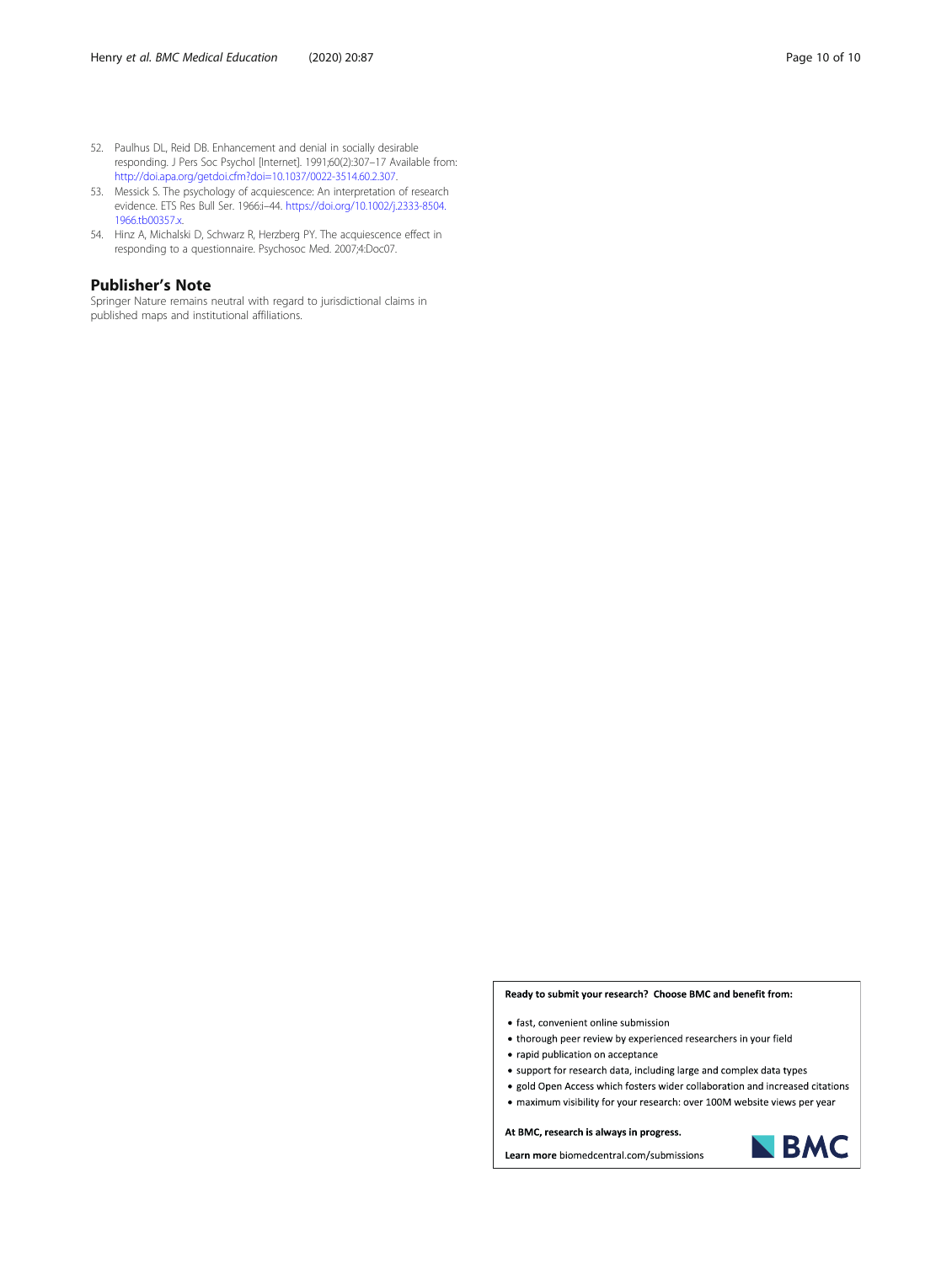52. Paulhus DL, Reid DB. Enhancement and denial in socially desirable responding. J Pers Soc Psychol [Internet]. 1991;60(2):307–17 Available from: http://doi.apa.org/getdoi.cfm?doi=10.1037/0022-3514.60.2.307.
53. Messick S. The psychology of acquiescence: An interpretation of research evidence. ETS Res Bull Ser. 1966:i–44. https://doi.org/10.1002/j.2333-8504.1966.tb00357.x.
54. Hinz A, Michalski D, Schwarz R, Herzberg PY. The acquiescence effect in responding to a questionnaire. Psychosoc Med. 2007;4:Doc07.

## Publisher's Note

Springer Nature remains neutral with regard to jurisdictional claims in published maps and institutional affiliations.

**Ready to submit your research? Choose BMC and benefit from:**

- fast, convenient online submission
- thorough peer review by experienced researchers in your field
- rapid publication on acceptance
- support for research data, including large and complex data types
- gold Open Access which fosters wider collaboration and increased citations
- maximum visibility for your research: over 100M website views per year

**At BMC, research is always in progress.**

**Learn more** biomedcentral.com/submissions

BMC